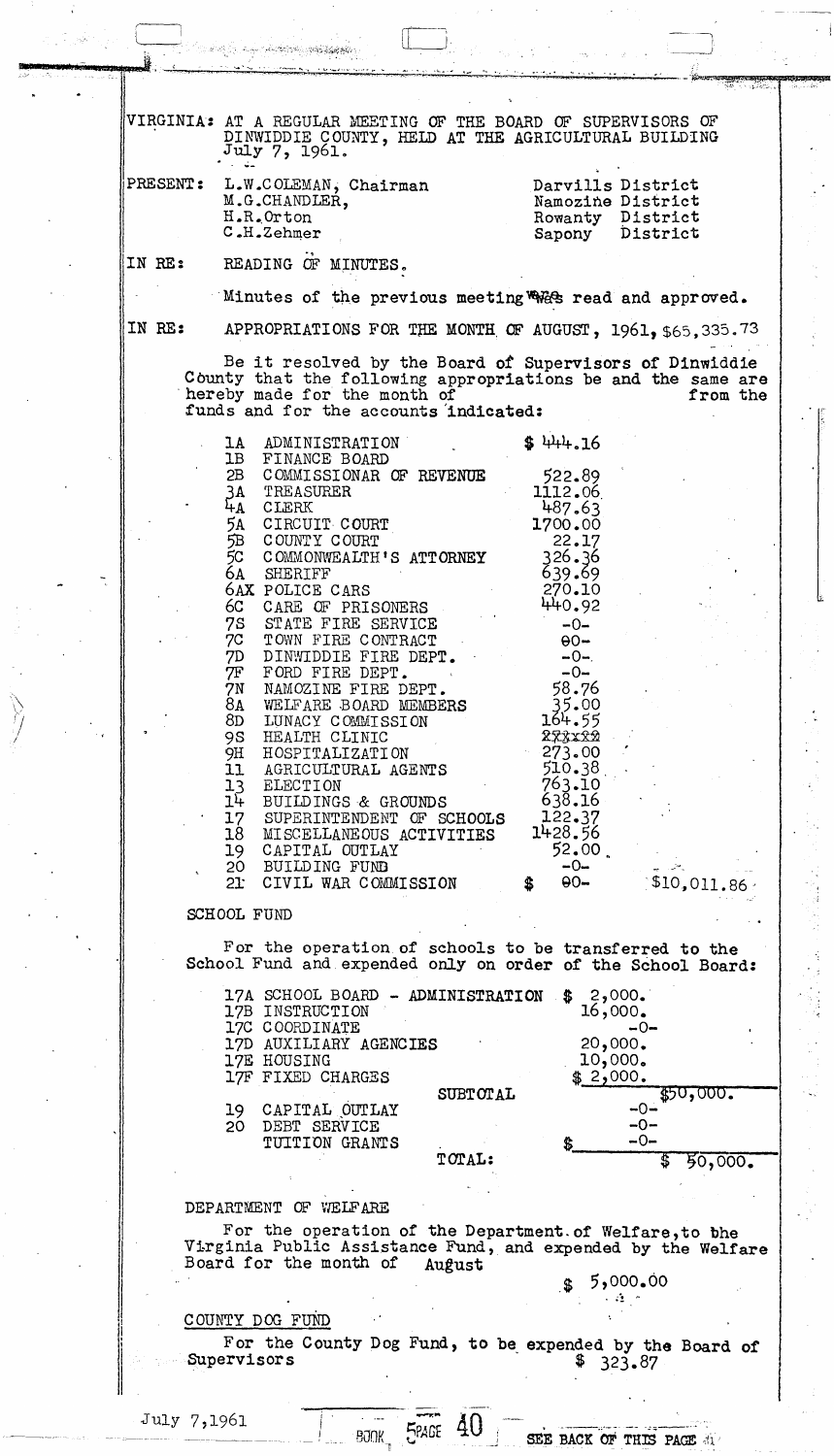VIRGINIA: AT A REGULAR MEETING OF THE BOARD OF SUPERVISORS OF DINWIDDIE COUNTY, HELD AT THE AGRICULTURAL BUILDING July 7, 1961.

| PRESENT: | | |
|---|---|---|
| | L.W.COLEMAN, Chairman | Darvills District |
| | M.G.CHANDLER, | Namozine District |
| | H.R.Orton | Rowanty District |
| | C.H.Zehmer | Sapony District |

IN RE: READING OF MINUTES.

Minutes of the previous meeting was read and approved.

IN RE: APPROPRIATIONS FOR THE MONTH OF AUGUST, 1961, $65,335.73

Be it resolved by the Board of Supervisors of Dinwiddie County that the following appropriations be and the same are hereby made for the month of from the funds and for the accounts indicated:

| | | | |
|---|---|---|---|
| 1A | ADMINISTRATION | $ 444.16 | |
| 1B | FINANCE BOARD | | |
| 2B | COMMISSIONAR OF REVENUE | 522.89 | |
| 3A | TREASURER | 1112.06 | |
| 4A | CLERK | 487.63 | |
| 5A | CIRCUIT COURT | 1700.00 | |
| 5B | COUNTY COURT | 22.17 | |
| 5C | COMMONWEALTH'S ATTORNEY | 326.36 | |
| 6A | SHERIFF | 639.69 | |
| 6AX | POLICE CARS | 270.10 | |
| 6C | CARE OF PRISONERS | 440.92 | |
| 7S | STATE FIRE SERVICE | -0- | |
| 7C | TOWN FIRE CONTRACT | -0- | |
| 7D | DINWIDDIE FIRE DEPT. | -0- | |
| 7F | FORD FIRE DEPT. | -0- | |
| 7N | NAMOZINE FIRE DEPT. | 58.76 | |
| 8A | WELFARE BOARD MEMBERS | 35.00 | |
| 8D | LUNACY COMMISSION | 164.55 | |
| 9S | HEALTH CLINIC | ~~273.00~~ | |
| 9H | HOSPITALIZATION | 273.00 | |
| 11 | AGRICULTURAL AGENTS | 510.38 | |
| 13 | ELECTION | 763.10 | |
| 14 | BUILDINGS & GROUNDS | 638.16 | |
| 17 | SUPERINTENDENT OF SCHOOLS | 122.37 | |
| 18 | MISCELLANEOUS ACTIVITIES | 1428.56 | |
| 19 | CAPITAL OUTLAY | 52.00 | |
| 20 | BUILDING FUND | -0- | |
| 21 | CIVIL WAR COMMISSION | $ -0- | $10,011.86 |

SCHOOL FUND

For the operation of schools to be transferred to the School Fund and expended only on order of the School Board:

| | | | |
|---|---|---|---|
| 17A | SCHOOL BOARD - ADMINISTRATION | $ 2,000. | |
| 17B | INSTRUCTION | 16,000. | |
| 17C | COORDINATE | -0- | |
| 17D | AUXILIARY AGENCIES | 20,000. | |
| 17E | HOUSING | 10,000. | |
| 17F | FIXED CHARGES | $ 2,000. | |
| | SUBTOTAL | | $50,000. |
| 19 | CAPITAL OUTLAY | -0- | |
| 20 | DEBT SERVICE | -0- | |
| | TUITION GRANTS | $ -0- | |
| | TOTAL: | | $ 50,000. |

DEPARTMENT OF WELFARE

For the operation of the Department of Welfare, to the Virginia Public Assistance Fund, and expended by the Welfare Board for the month of August

$ 5,000.00

COUNTY DOG FUND

For the County Dog Fund, to be expended by the Board of Supervisors $ 323.87

July 7,1961 BOOK 5 PAGE 40 SEE BACK OF THIS PAGE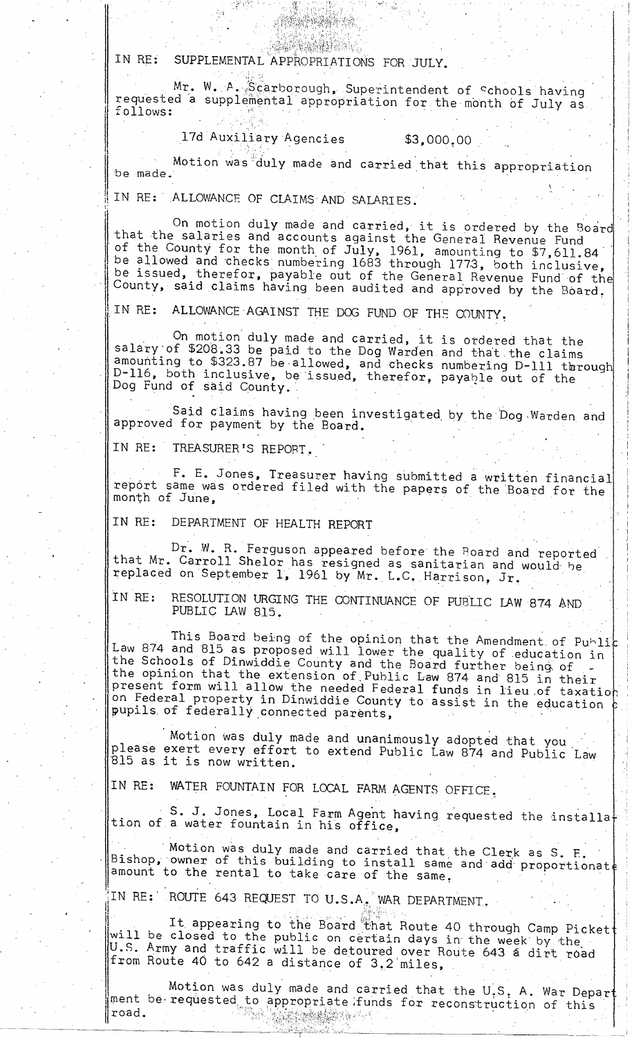IN RE: SUPPLEMENTAL APPROPRIATIONS FOR JULY.

Mr. W. A. Scarborough, Superintendent of Schools having requested a supplemental appropriation for the month of July as follows:

17d Auxiliary Agencies $3,000.00

Motion was duly made and carried that this appropriation be made.

IN RE: ALLOWANCE OF CLAIMS AND SALARIES.

On motion duly made and carried, it is ordered by the Board that the salaries and accounts against the General Revenue Fund of the County for the month of July, 1961, amounting to $7,611.84 be allowed and checks numbering 1683 through 1773, both inclusive, be issued, therefor, payable out of the General Revenue Fund of the County, said claims having been audited and approved by the Board.

IN RE: ALLOWANCE AGAINST THE DOG FUND OF THE COUNTY.

On motion duly made and carried, it is ordered that the salary of $208.33 be paid to the Dog Warden and that the claims amounting to $323.87 be allowed, and checks numbering D-111 through D-116, both inclusive, be issued, therefor, payable out of the Dog Fund of said County.

Said claims having been investigated by the Dog Warden and approved for payment by the Board.

IN RE: TREASURER'S REPORT.

F. E. Jones, Treasurer having submitted a written financial report same was ordered filed with the papers of the Board for the month of June,

IN RE: DEPARTMENT OF HEALTH REPORT

Dr. W. R. Ferguson appeared before the Board and reported that Mr. Carroll Shelor has resigned as sanitarian and would be replaced on September 1, 1961 by Mr. L.C. Harrison, Jr.

IN RE: RESOLUTION URGING THE CONTINUANCE OF PUBLIC LAW 874 AND PUBLIC LAW 815.

This Board being of the opinion that the Amendment of Public Law 874 and 815 as proposed will lower the quality of education in the Schools of Dinwiddie County and the Board further being of the opinion that the extension of Public Law 874 and 815 in their present form will allow the needed Federal funds in lieu of taxation on Federal property in Dinwiddie County to assist in the education of pupils of federally connected parents,

Motion was duly made and unanimously adopted that you please exert every effort to extend Public Law 874 and Public Law 815 as it is now written.

IN RE: WATER FOUNTAIN FOR LOCAL FARM AGENTS OFFICE.

S. J. Jones, Local Farm Agent having requested the installation of a water fountain in his office,

Motion was duly made and carried that the Clerk as S. E. Bishop, owner of this building to install same and add proportionate amount to the rental to take care of the same.

IN RE: ROUTE 643 REQUEST TO U.S.A. WAR DEPARTMENT.

It appearing to the Board that Route 40 through Camp Pickett will be closed to the public on certain days in the week by the U.S. Army and traffic will be detoured over Route 643 a dirt road from Route 40 to 642 a distance of 3.2 miles,

Motion was duly made and carried that the U.S. A. War Department be requested to appropriate funds for reconstruction of this road.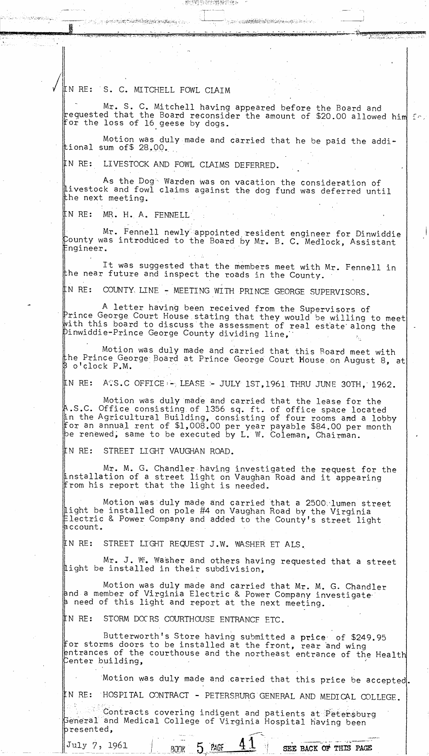IN RE: S. C. MITCHELL FOWL CLAIM

Mr. S. C. Mitchell having appeared before the Board and requested that the Board reconsider the amount of $20.00 allowed him for the loss of 16 geese by dogs.

Motion was duly made and carried that he be paid the additional sum of$ 28.00.

IN RE: LIVESTOCK AND FOWL CLAIMS DEFERRED.

As the Dog Warden was on vacation the consideration of livestock and fowl claims against the dog fund was deferred until the next meeting.

IN RE: MR. H. A. FENNELL

Mr. Fennell newly appointed resident engineer for Dinwiddie County was introduced to the Board by Mr. B. C. Medlock, Assistant Engineer.

It was suggested that the members meet with Mr. Fennell in the near future and inspect the roads in the County.

IN RE: COUNTY LINE - MEETING WITH PRINCE GEORGE SUPERVISORS.

A letter having been received from the Supervisors of Prince George Court House stating that they would be willing to meet with this board to discuss the assessment of real estate along the Dinwiddie-Prince George County dividing line,

Motion was duly made and carried that this Board meet with the Prince George Board at Prince George Court House on August 8, at 3 o'clock P.M.

IN RE: A.S.C OFFICE - LEASE - JULY 1ST,1961 THRU JUNE 30TH, 1962.

Motion was duly made and carried that the lease for the A.S.C. Office consisting of 1356 sq. ft. of office space located in the Agricultural Building, consisting of four rooms and a lobby for an annual rent of $1,008.00 per year payable $84.00 per month be renewed, same to be executed by L. W. Coleman, Chairman.

IN RE: STREET LIGHT VAUGHAN ROAD.

Mr. M. G. Chandler having investigated the request for the installation of a street light on Vaughan Road and it appearing from his report that the light is needed.

Motion was duly made and carried that a 2500 lumen street light be installed on pole #4 on Vaughan Road by the Virginia Electric & Power Company and added to the County's street light account.

IN RE: STREET LIGHT REQUEST J.W. WASHER ET ALS.

Mr. J. W. Washer and others having requested that a street light be installed in their subdivision,

Motion was duly made and carried that Mr. M. G. Chandler and a member of Virginia Electric & Power Company investigate a need of this light and report at the next meeting.

IN RE: STORM DOORS COURTHOUSE ENTRANCE ETC.

Butterworth's Store having submitted a price of $249.95 for storms doors to be installed at the front, rear and wing entrances of the courthouse and the northeast entrance of the Health Center building,

Motion was duly made and carried that this price be accepted.

IN RE: HOSPITAL CONTRACT - PETERSBURG GENERAL AND MEDICAL COLLEGE.

Contracts covering indigent and patients at Petersburg General and Medical College of Virginia Hospital having been presented,

July 7, 1961 BOOK 5 PAGE 41 SEE BACK OF THIS PAGE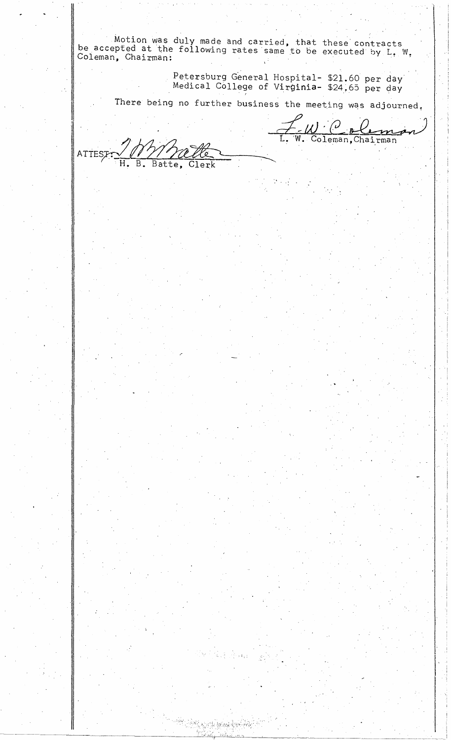Motion was duly made and carried, that these contracts be accepted at the following rates same to be executed by L. W. Coleman, Chairman:

Petersburg General Hospital- $21.60 per day
Medical College of Virginia- $24.65 per day

There being no further business the meeting was adjourned.

L. W. Coleman, Chairman

ATTEST: H. B. Batte, Clerk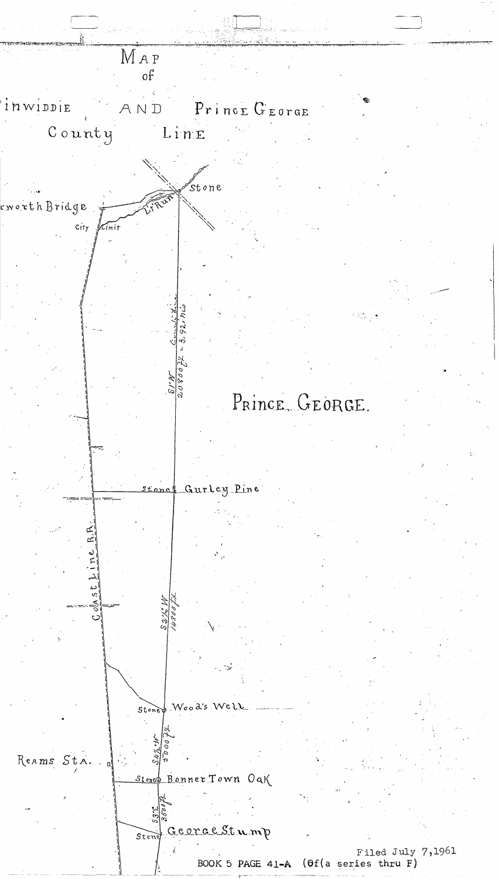# MAP
of

inwiddie AND Prince George

County Line

Stone

rworth Bridge

Lt Run

City Limit

County Line S 1° W 20800 ft = 3.92 mi

PRINCE GEORGE.

Stone Gurley Pine

Coast Line R.R.

S 2½° W 14800 ft

Stone Wood's Well

S 4½° W 5000 ft

Reams Sta.

Stone Bonner Town Oak

S 3° E 3500 ft

Stone George Stump

Filed July 7,1961

BOOK 5 PAGE 41-A (Of(a series thru F)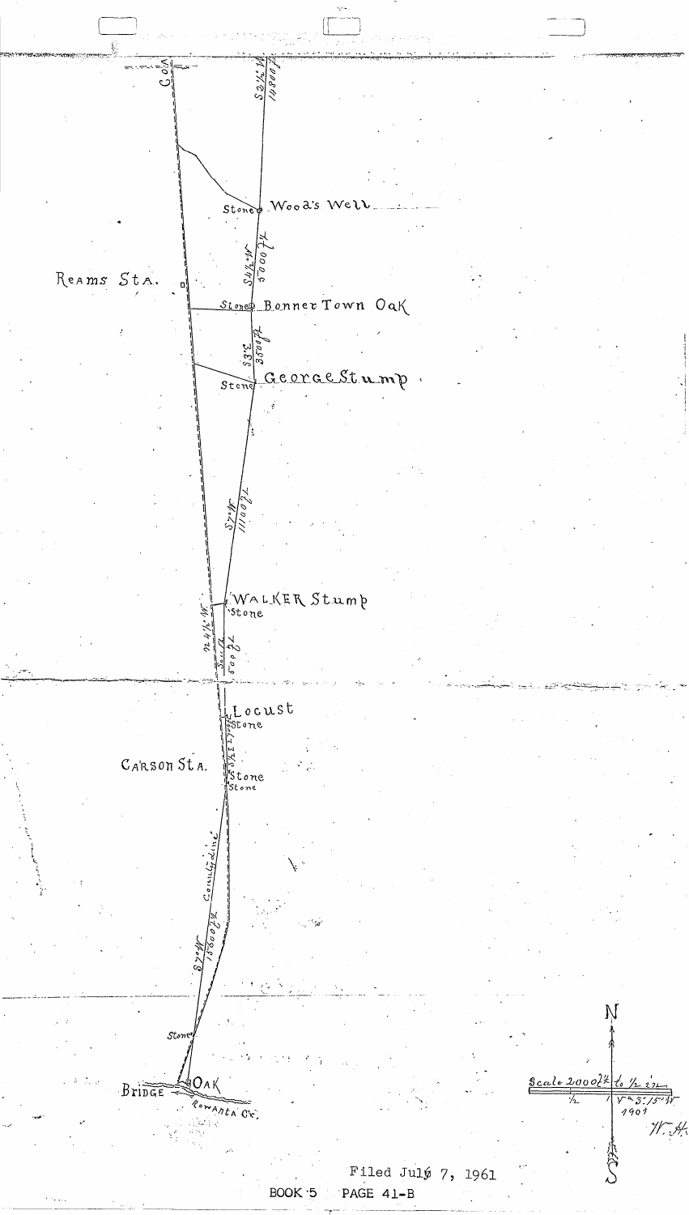Co. L

S 2¼° W 1480 po

Stone Wood's Well

S 4½° W 500 po

Reams Sta.

Stone Bonner Town Oak

S 3° E 350 po

Stone George Stump

S 7° W 1100 po

Walker Stump Stone

N 4½° W

S 0° E 80 po

Locust Stone

S 1½° E 270 po

Carson Sta.

Stone Stone

County Line

S 7° W 1360 po

Stone

Bridge

Oak

Rowanta Cr.

N

S

Scale 2000 po to ½ in.

V = 3° 15' W 1901

W. H.

Filed July 7, 1961

BOOK 5 PAGE 41-B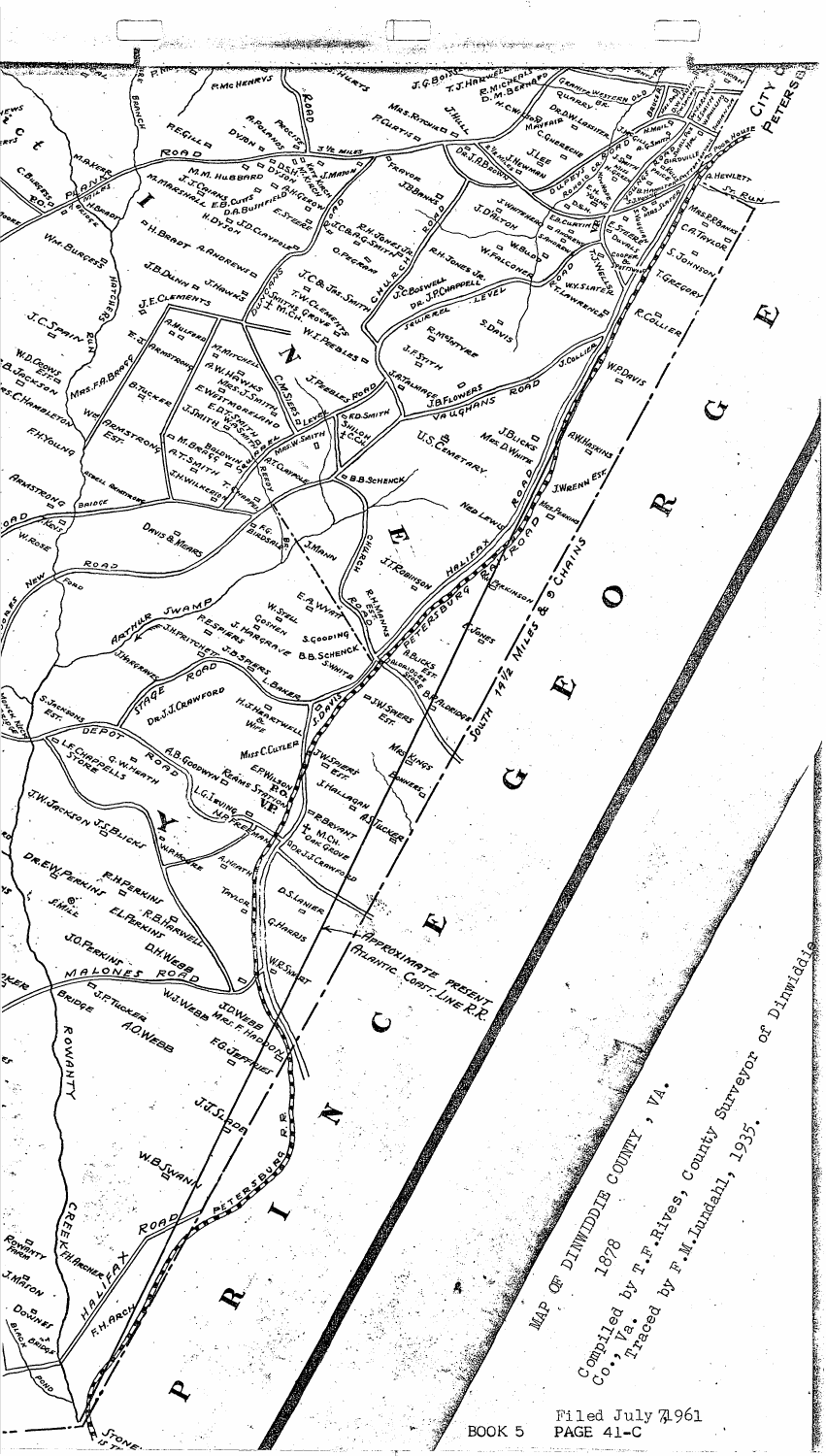MAP OF DINWIDDIE COUNTY, VA.

1878

Compiled by T.F. Rives, County Surveyor of Dinwiddie Co., Va.

Traced by F.M. Lundahl, 1935.

Filed July 7, 1961

BOOK 5 PAGE 41-C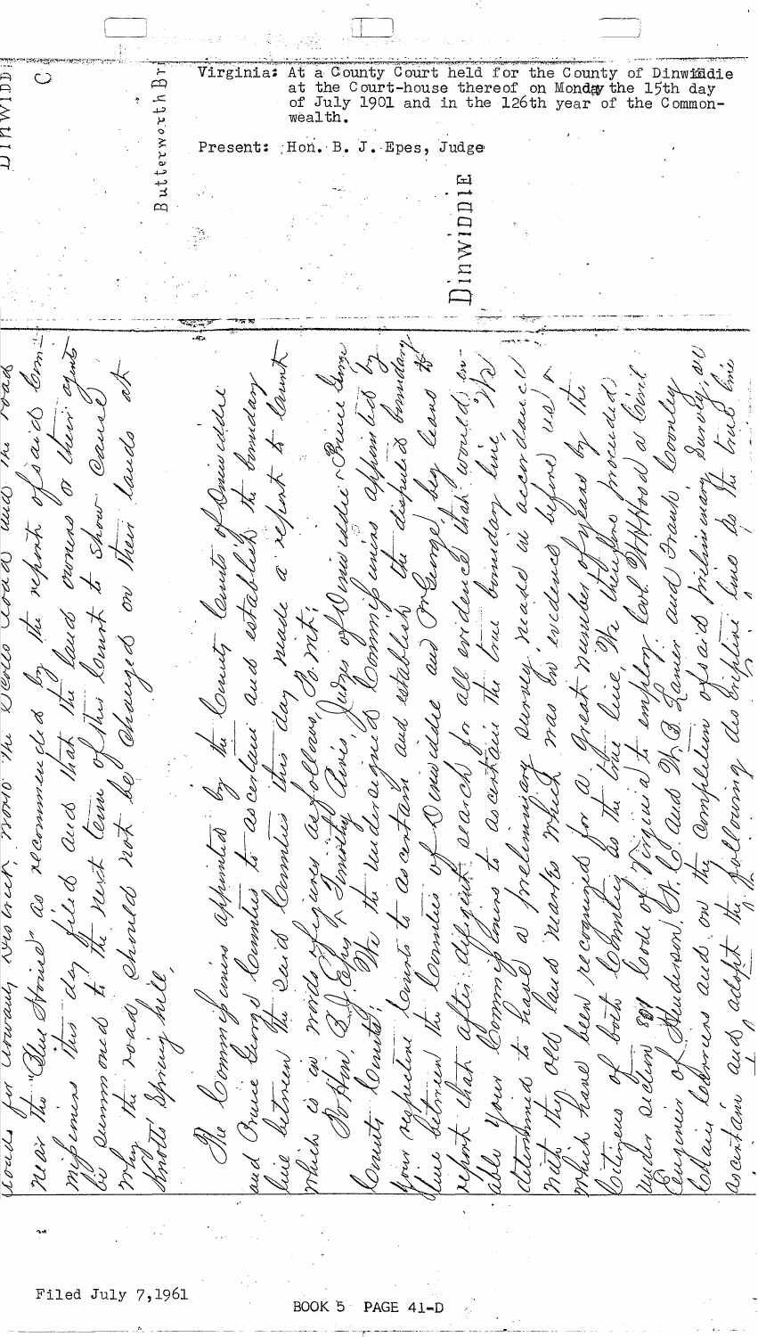Virginia: At a County Court held for the County of Dinwiddie at the Court-house thereof on Monday the 15th day of July 1901 and in the 126th year of the Commonwealth.

Present: Hon. B. J. Epes, Judge

roads for Howard Wood's Creek, known as Devils Road and the road near the "Blue House" as recommended by the report of said commissioners this day filed and that the land owners or their agents be summoned to the next term of this Court to show cause why the road should not be changed on their lands at Knotts Spring hill.

The Commissioners appointed by the County Courts of Dinwiddie and Prince George Counties to ascertain and establish the boundary line between the said Counties this day made a report to Court which is in words & figures as follows, to wit:

To Hon. B. J. Epes & Timothy Rives, Judges of Dinwiddie & Prince George County Courts: We the undersigned Commissioners appointed by your respective Courts to ascertain and establish the disputed boundary line between the Counties of Dinwiddie and Prince George, beg leave to report that after diligent search for all evidence that would enable your Commissioners to ascertain the true boundary line, we determined to have a preliminary survey made in accordance with the old land marks which was in evidence before us and with which have been recognized for a great number of years by the citizens of both Counties as the true line. We therefore proceeded under section 801 Code of Virginia to employ Col. W. H. Hood as Civil Engineer of Henderson, N. C. and W. B. Lanier and Frank Cooley all chain carriers and on the completion of said preliminary survey, ascertain and adopt the following described line as the true line

Filed July 7, 1961

BOOK 5 PAGE 41-D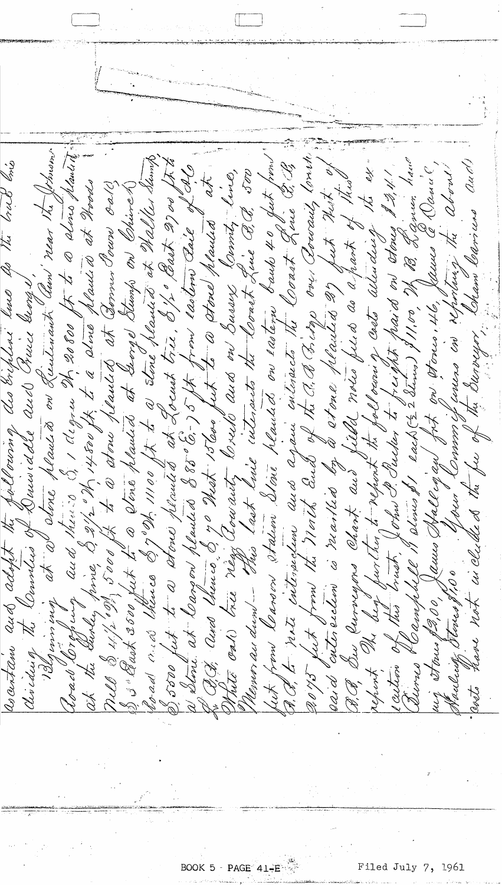ascertain and adopt the following described line as the true line dividing the Counties of Queen Anne and Prince George.

Beginning at a stone planted on Lieutenant Hand near the Johnson Road Crossing and thence S. 1 degree W. 20800 ft. to a stone planted at the Dudley prime, S. 2½° W. 14800 ft. to a stone planted at Woods Mill, S. 4½° W. 5000 ft. to a stone planted at Bonner Town Oak, S. 3° East 3500 feet to a stone planted at Gorge Stump on Church Road and thence S. 7° W. 1100 ft. to a stone planted at Walter Stump, S. 5500 feet to a stone planted at Locust tree, S. ½° East 2700 ft. to a stone at Carson planted S. 88° E. 5 ft. from eastern Side of Del. R.R. and thence S. 70 West 15000 feet to a stone planted at White Oak tree near County Creek and on Sussex County Line. Memorandum — This last line intersects the Coast Line R.R. 500 feet from Carson station. Stone planted on eastern bank 40 feet from R.R. to mark intersection and again intersects the Coast Line R.R. 20075 feet from the North End of the R.R. Bridge over County Creek. Said intersection is marked by a stone planted 27 feet West of R.R. See Surveyors Chart and field notes filed as a part of this report. We beg further to report the following costs attending its execution of this trust. John P. Parker to freight paid on stones $2.41. Jn. Campbell 11 stones $1 each (+2 stones) $11.00. W. B. Barnes hauling stones $9.00. James Halligan frt. on stones .46. James E. Daniel, Hauling Stones $1.00. Your Commissioners in reporting the above costs have not included the fee of the Surveyor. Chas. Harris and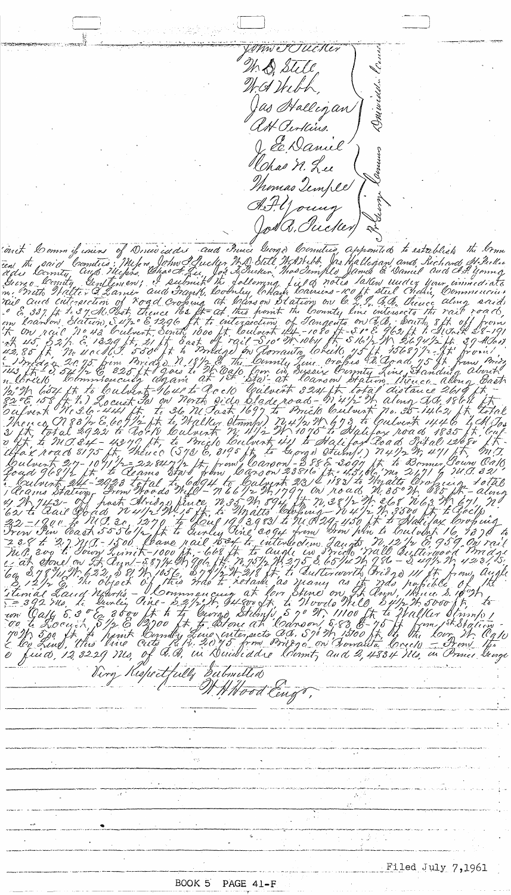John T. Tucker
W. D. Stell
W. A. Webb
Jas Halligan
A H Perkins

Dinwiddie Comrs

J. E. Daniel
Chas M. Lee
Thomas Temple
A. F. Young
Jos A. Tucker

Pr. George Comrs

Joint Commissioners of Dinwiddie and Prince George Counties appointed to establish the County line between the said Counties: Messrs John T. Tucker W. D. Stell W. A. Webb Jas Halligan and Richard N. Perkins Dinwiddie County and Messrs Chas M. Lee Jos A. Tucker Thos Temple James E. Daniel and A. F. Young Prince George County Gentlemen; I submit the following field notes taken under your immediate supervision with Walter G. Lanier and Frank Coobley Chain carriers - 100 ft steel Chain, Commencing at the rail and intersection of road crossing at Carson Station on C. & P. R.R. thence along said R.R. S 4° E, 337 ft to 37 M. Post thence 162 ft = at this point the County line intersects the rail road, from Carson Station, S 4½° E 1296 ft to intersection of Tangents on R.R. South 8 ft off from center of rail No 43 Culvert, South 1600 ft. Culvert 44 - 1080 ft - S 1° E 962 ft to 36 mile Post 28-191 ft, 45, S 2½ E 1329 ft, 21 ft East of rail - S 10° W 1061 ft S 16½ W 2694½ ft 39 M Post 42.85 ft. N 40 M.P 550 ft to bridge on Rowanty Creek 75 ft 25689½ ft from Carson Bridge 20.75 from Bridge N 18½ E the County line crosses the Road 75 ft from Bridge ... ft S 54½ E 825 ft goes to W Oak from ... Sussex County Line, Standing about ½ W 654 ft to Culvert 46 41 to Rock Culvert 324 ft total distance 2619 ft ... Brick Commencing again at 1st Sta. at Carson Station thence along East 82° E 158 ft to Locust tree on North side plank road - N 4½ W along R.R. 1864 ft Culvert No 36 - 444 ft to 36 M Post 1697 to Brick Culvert No. 35 - 1462 ft total thence N 83½ E 60½ ft to Walker Stump N 4½ W 673 to Culvert 44 ... 3 ft, total 2922 to Rock Culvert N 4½ W 1075 to Halifax road 1835 ft, Culvert 0 ft to M.P. 34 - 4379 ft, to Brick Culvert 41 to Halifax Road Total 12080 ft Halifax road 8175 ft thence (S 78 E, 8195 ft to George Stump) N 4½ W 471 ft M.P. Culvert 27 - 1071½ = 22847½ ft from Carson - 388 - 3097 ft to Bonner Town Oak road 9684½ ft to Reams Sta from Carson 23816 ft 43,86 ... M.P. 32 Culvert 24 - 2923 total to 6894 to Culvert 23 ... 1183 to Wyatts Crossing total Reams Station from Woods Well - N 66½ W 1797 on road N 35° W 985 ft along 4 W 7423 - off post thence N 35 W 894 ft N 38½ W 268 N 63 W 671 N ... to Rail Road N 4½ W 15 ft to Wyatts Crossing - N 4½ W 3500 ft to ... 32 - 1900 to M.P. 30, 1270 to ... 3983 to M.P. 29 - 450 ft to Halifax Crossing from Pin East 5556½ ft to Curley line 2094 from Iron Pin to Culvert 16 ... to 238 ft 27 M.P. - 1500 ... rail 634 ft intersection Tangents N 12½ E 959 On rail M.P. 200 ft Town Limit - 1000 ft - 608 ft to angle in Brick Wall Butterwood Bridge at stone on ... S 87¼ W 996 ft N 75½ W 275 S 65½ W 986 - S 49½ W 423 ... S 78½ W 622 S 81 W 1056 S 79½ W 218 ft to Butterworth Bridge 111 ft from angle 12½ E The object of this was to retain as many as it was possible of the original Land Marks - Commencing at Corn Stone on ... thence S 10° W ... = 392 Mo. to Curley line - S 2½ W 9400 ft to Woods Well S 4½ W 5000 ft to Oak S 3° E 3600 ft to George Stump S 7° W 11100 ft to Walker Stump ... to Locust S ½ E 12700 ft to stone at Carson, S 83 E 75 ft from 1st Station ... 70 W 50 ft the point County line intersects R.R. S 70 W 1500 ft to the Corn W Oak ... Line, this line cuts R.R. 2075 from Bridge on Rowanty Creek - From the ... found, 12.3229 Mls of R.R. in Dinwiddie County and 2.4834 Mls in Prince George

Very Respectfully Submitted

W. H. Wood Engr.

Filed July 7, 1961

BOOK 5 PAGE 41-F